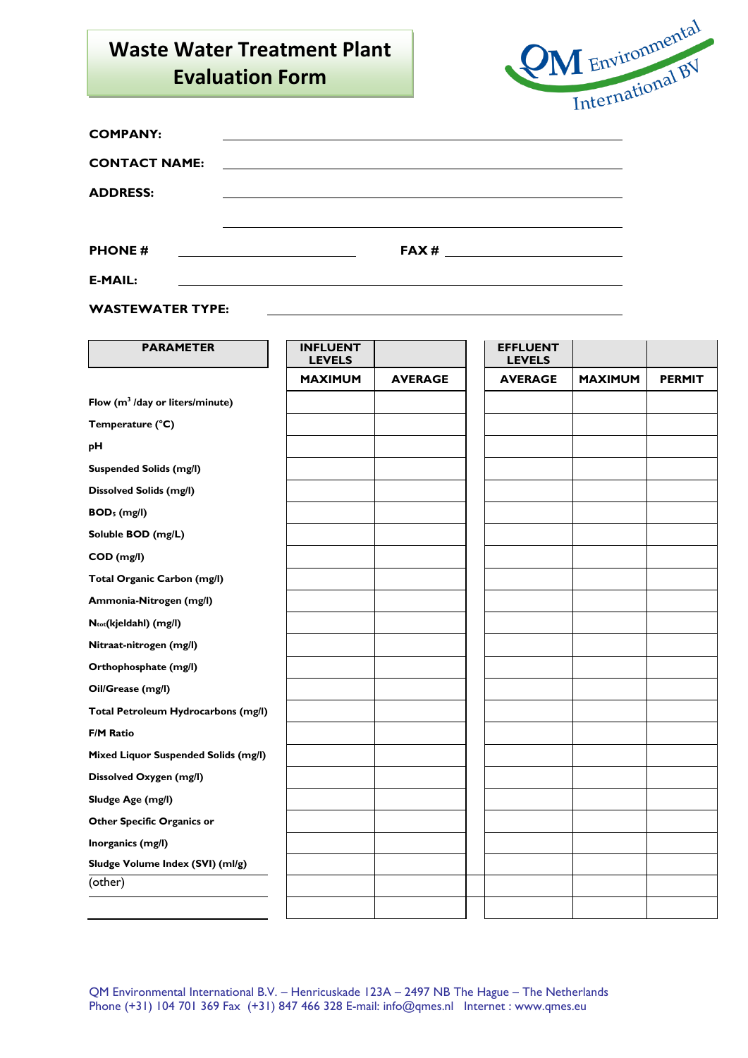# Waste Water Treatment Plant Evaluation Form

QM Environmental International BV

**COMPANY:** \_\_\_\_\_\_\_\_\_\_\_\_\_\_\_\_\_\_\_\_\_\_\_\_\_\_\_\_\_\_\_\_\_\_\_\_\_\_\_\_

**CONTACT NAME:** \_\_\_\_\_\_\_\_\_\_\_\_\_\_\_\_\_\_\_\_\_\_\_\_\_\_\_\_\_\_\_\_\_\_\_\_\_\_\_\_

**ADDRESS:** \_\_\_\_\_\_\_\_\_\_\_\_\_\_\_\_\_\_\_\_\_\_\_\_\_\_\_\_\_\_\_\_\_\_\_\_\_\_\_\_

\_\_\_\_\_\_\_\_\_\_\_\_\_\_\_\_\_\_\_\_\_\_\_\_\_\_\_\_\_\_\_\_\_\_\_\_\_\_\_\_

**PHONE #** \_\_\_\_\_\_\_\_\_\_\_\_\_\_\_\_\_\_\_\_ **FAX #** \_\_\_\_\_\_\_\_\_\_\_\_\_\_\_\_\_\_\_\_

**E-MAIL:** \_\_\_\_\_\_\_\_\_\_\_\_\_\_\_\_\_\_\_\_\_\_\_\_\_\_\_\_\_\_\_\_\_\_\_\_\_\_\_\_

**WASTEWATER TYPE:** \_\_\_\_\_\_\_\_\_\_\_\_\_\_\_\_\_\_\_\_\_\_\_\_\_\_\_\_\_\_\_\_\_\_\_\_

| PARAMETER | INFLUENT LEVELS | | EFFLUENT LEVELS | | |
|---|---|---|---|---|---|
| | MAXIMUM | AVERAGE | AVERAGE | MAXIMUM | PERMIT |
| Flow ($m^3$ /day or liters/minute) | | | | | |
| Temperature (°C) | | | | | |
| pH | | | | | |
| Suspended Solids (mg/l) | | | | | |
| Dissolved Solids (mg/l) | | | | | |
| $BOD_5$ (mg/l) | | | | | |
| Soluble BOD (mg/L) | | | | | |
| COD (mg/l) | | | | | |
| Total Organic Carbon (mg/l) | | | | | |
| Ammonia-Nitrogen (mg/l) | | | | | |
| $N_{tot}$(kjeldahl) (mg/l) | | | | | |
| Nitraat-nitrogen (mg/l) | | | | | |
| Orthophosphate (mg/l) | | | | | |
| Oil/Grease (mg/l) | | | | | |
| Total Petroleum Hydrocarbons (mg/l) | | | | | |
| F/M Ratio | | | | | |
| Mixed Liquor Suspended Solids (mg/l) | | | | | |
| Dissolved Oxygen (mg/l) | | | | | |
| Sludge Age (mg/l) | | | | | |
| Other Specific Organics or | | | | | |
| Inorganics (mg/l) | | | | | |
| Sludge Volume Index (SVI) (ml/g) | | | | | |
| (other) | | | | | |
| | | | | | |

QM Environmental International B.V. – Henricuskade 123A – 2497 NB The Hague – The Netherlands
Phone (+31) 104 701 369 Fax (+31) 847 466 328 E-mail: info@qmes.nl Internet : www.qmes.eu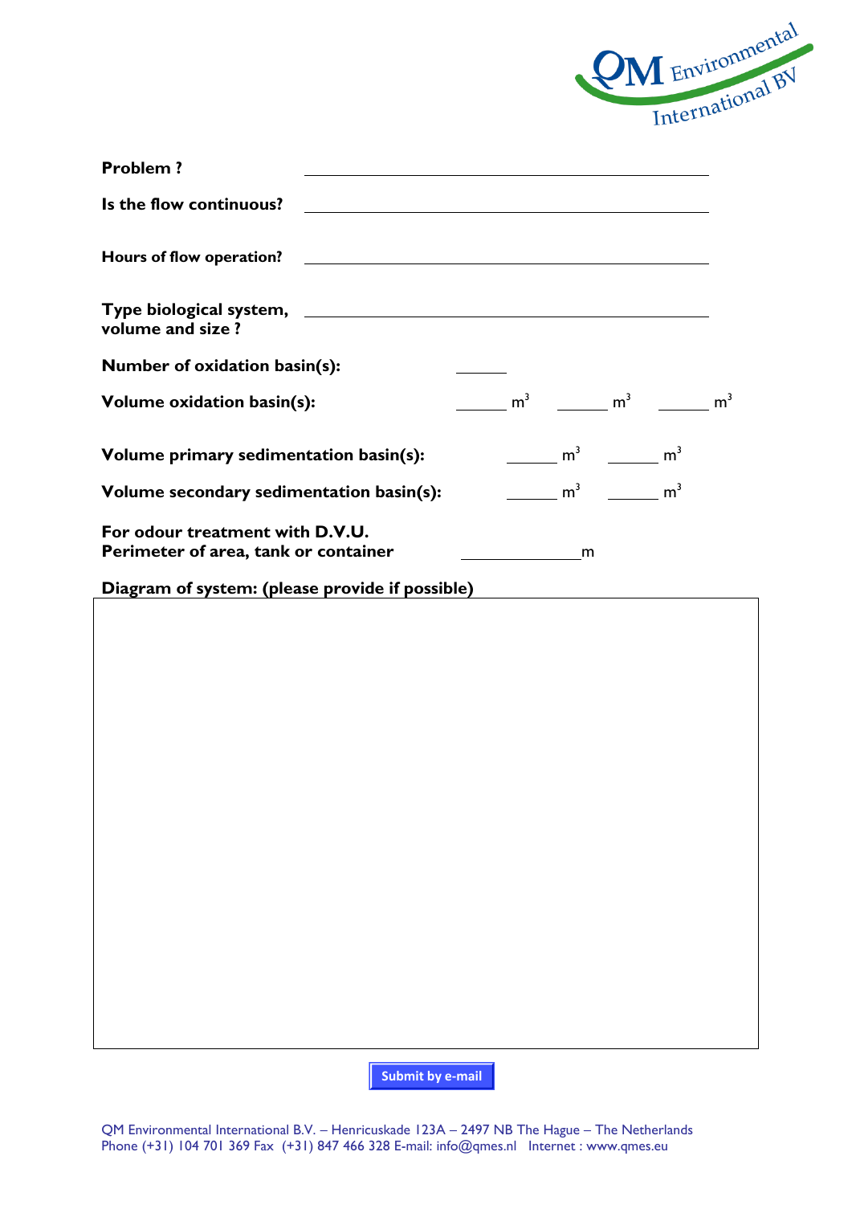**Problem ?** \_\_\_\_\_\_\_\_\_\_\_\_\_\_\_\_\_\_\_\_\_\_\_\_\_\_\_\_\_\_\_\_\_\_\_\_\_\_\_\_

**Is the flow continuous?** \_\_\_\_\_\_\_\_\_\_\_\_\_\_\_\_\_\_\_\_\_\_\_\_\_\_\_\_\_\_\_\_\_\_\_\_\_\_\_\_

**Hours of flow operation?** \_\_\_\_\_\_\_\_\_\_\_\_\_\_\_\_\_\_\_\_\_\_\_\_\_\_\_\_\_\_\_\_\_\_\_\_\_\_\_\_

**Type biological system, volume and size ?** \_\_\_\_\_\_\_\_\_\_\_\_\_\_\_\_\_\_\_\_\_\_\_\_\_\_\_\_\_\_\_\_\_\_\_\_\_\_\_\_

**Number of oxidation basin(s):** \_\_\_\_\_\_

**Volume oxidation basin(s):** \_\_\_\_\_\_ $m^3$ \_\_\_\_\_\_ $m^3$ \_\_\_\_\_\_ $m^3$

**Volume primary sedimentation basin(s):** \_\_\_\_\_\_ $m^3$ \_\_\_\_\_\_ $m^3$

**Volume secondary sedimentation basin(s):** \_\_\_\_\_\_ $m^3$ \_\_\_\_\_\_ $m^3$

**For odour treatment with D.V.U.**
**Perimeter of area, tank or container** \_\_\_\_\_\_\_\_\_\_\_\_ m

**Diagram of system: (please provide if possible)**

Submit by e-mail

QM Environmental International B.V. – Henricuskade 123A – 2497 NB The Hague – The Netherlands
Phone (+31) 104 701 369 Fax (+31) 847 466 328 E-mail: info@qmes.nl Internet : www.qmes.eu